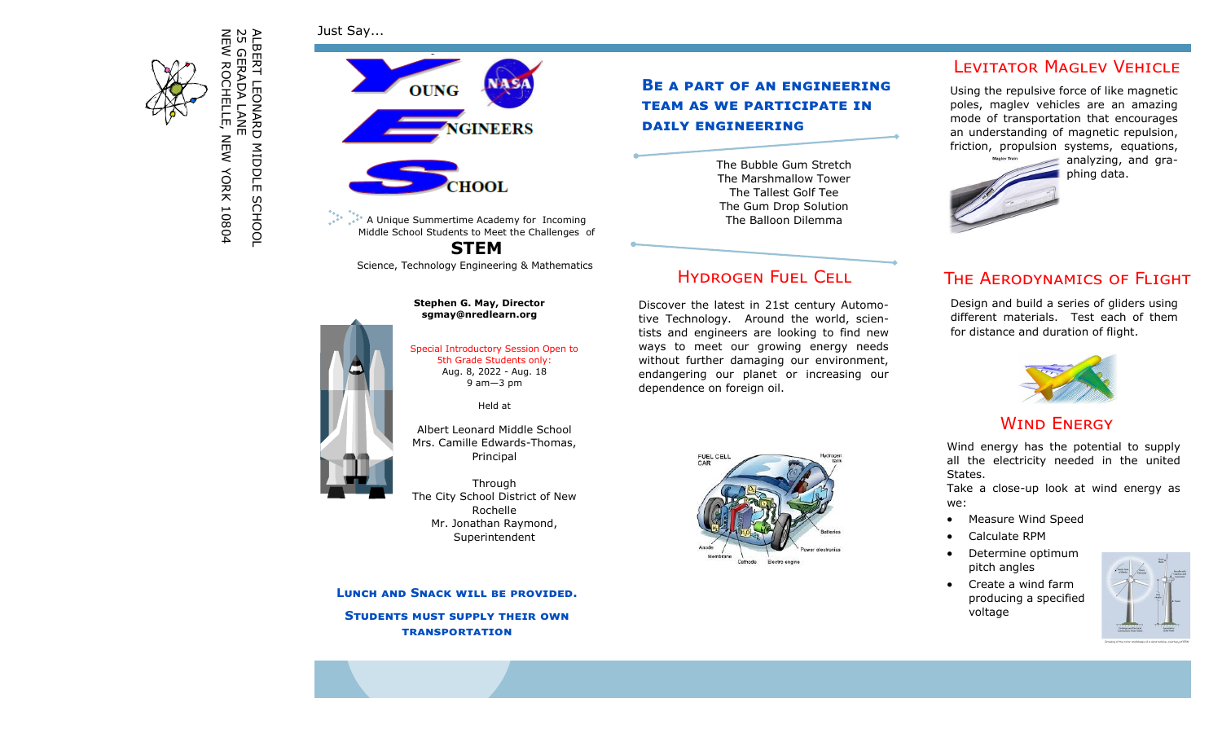ALBERT LEONARD MIDDLE SCHOOL
25 GERADA LANE
NEW ROCHELLE, NEW YORK 10804

Just Say...

# YOUNG ENGINEERS SCHOOL

A Unique Summertime Academy for Incoming Middle School Students to Meet the Challenges of

**STEM**

Science, Technology Engineering & Mathematics

**Stephen G. May, Director**
**sgmay@nredlearn.org**

Special Introductory Session Open to 5th Grade Students only:
Aug. 8, 2022 - Aug. 18
9 am—3 pm

Held at

Albert Leonard Middle School
Mrs. Camille Edwards-Thomas, Principal

Through
The City School District of New Rochelle
Mr. Jonathan Raymond, Superintendent

**LUNCH AND SNACK WILL BE PROVIDED.**

**STUDENTS MUST SUPPLY THEIR OWN TRANSPORTATION**

## BE A PART OF AN ENGINEERING TEAM AS WE PARTICIPATE IN DAILY ENGINEERING

The Bubble Gum Stretch
The Marshmallow Tower
The Tallest Golf Tee
The Gum Drop Solution
The Balloon Dilemma

## HYDROGEN FUEL CELL

Discover the latest in 21st century Automotive Technology. Around the world, scientists and engineers are looking to find new ways to meet our growing energy needs without further damaging our environment, endangering our planet or increasing our dependence on foreign oil.

## LEVITATOR MAGLEV VEHICLE

Using the repulsive force of like magnetic poles, maglev vehicles are an amazing mode of transportation that encourages an understanding of magnetic repulsion, friction, propulsion systems, equations, analyzing, and graphing data.

## THE AERODYNAMICS OF FLIGHT

Design and build a series of gliders using different materials. Test each of them for distance and duration of flight.

## WIND ENERGY

Wind energy has the potential to supply all the electricity needed in the united States.

Take a close-up look at wind energy as we:

- Measure Wind Speed
- Calculate RPM
- Determine optimum pitch angles
- Create a wind farm producing a specified voltage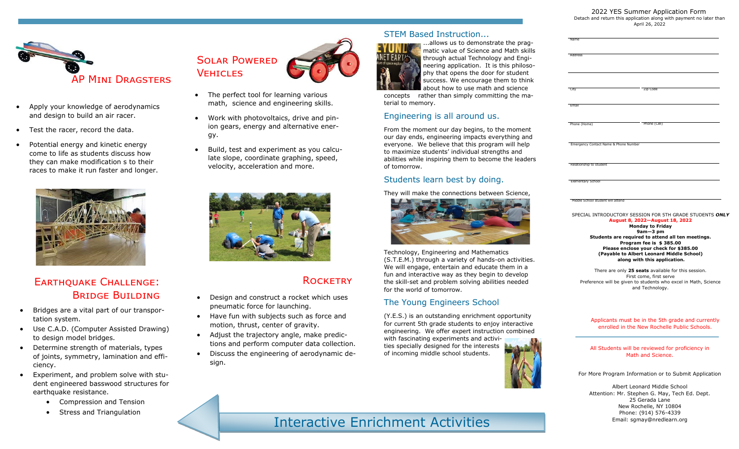## AP Mini Dragsters

- Apply your knowledge of aerodynamics and design to build an air racer.
- Test the racer, record the data.
- Potential energy and kinetic energy come to life as students discuss how they can make modification s to their races to make it run faster and longer.

## Earthquake Challenge: Bridge Building

- Bridges are a vital part of our transportation system.
- Use C.A.D. (Computer Assisted Drawing) to design model bridges.
- Determine strength of materials, types of joints, symmetry, lamination and efficiency.
- Experiment, and problem solve with student engineered basswood structures for earthquake resistance.
  - Compression and Tension
  - Stress and Triangulation

## Solar Powered Vehicles

- The perfect tool for learning various math, science and engineering skills.
- Work with photovoltaics, drive and pinion gears, energy and alternative energy.
- Build, test and experiment as you calculate slope, coordinate graphing, speed, velocity, acceleration and more.

## Rocketry

- Design and construct a rocket which uses pneumatic force for launching.
- Have fun with subjects such as force and motion, thrust, center of gravity.
- Adjust the trajectory angle, make predictions and perform computer data collection.
- Discuss the engineering of aerodynamic design.

## STEM Based Instruction...

...allows us to demonstrate the pragmatic value of Science and Math skills through actual Technology and Engineering application. It is this philosophy that opens the door for student success. We encourage them to think about how to use math and science concepts rather than simply committing the material to memory.

## Engineering is all around us.

From the moment our day begins, to the moment our day ends, engineering impacts everything and everyone. We believe that this program will help to maximize students' individual strengths and abilities while inspiring them to become the leaders of tomorrow.

## Students learn best by doing.

They will make the connections between Science, Technology, Engineering and Mathematics (S.T.E.M.) through a variety of hands-on activities. We will engage, entertain and educate them in a fun and interactive way as they begin to develop the skill-set and problem solving abilities needed for the world of tomorrow.

## The Young Engineers School

(Y.E.S.) is an outstanding enrichment opportunity for current 5th grade students to enjoy interactive engineering. We offer expert instruction combined with fascinating experiments and activities specially designed for the interests of incoming middle school students.

# Interactive Enrichment Activities

---

## 2022 YES Summer Application Form

Detach and return this application along with payment no later than April 26, 2022

Name

Address

City

Zip Code

Email

Phone (Home)

Phone (Cell)

Emergency Contact Name & Phone Number

Relationship to student

Elementary School

Middle School student will attend

SPECIAL INTRODUCTORY SESSION FOR 5TH GRADE STUDENTS ***ONLY***

**August 8, 2022—August 18, 2022**

**Monday to Friday**

**9am—3 pm**

**Students are required to attend all ten meetings.**

**Program fee is $ 385.00**

**Please enclose your check for $385.00**

**(Payable to Albert Leonard Middle School)**

**along with this application.**

There are only **25 seats** available for this session.
First come, first serve
Preference will be given to students who excel in Math, Science and Technology.

Applicants must be in the 5th grade and currently enrolled in the New Rochelle Public Schools.

All Students will be reviewed for proficiency in Math and Science.

For More Program Information or to Submit Application

Albert Leonard Middle School
Attention: Mr. Stephen G. May, Tech Ed. Dept.
25 Gerada Lane
New Rochelle, NY 10804
Phone: (914) 576-4339
Email: sgmay@nredlearn.org